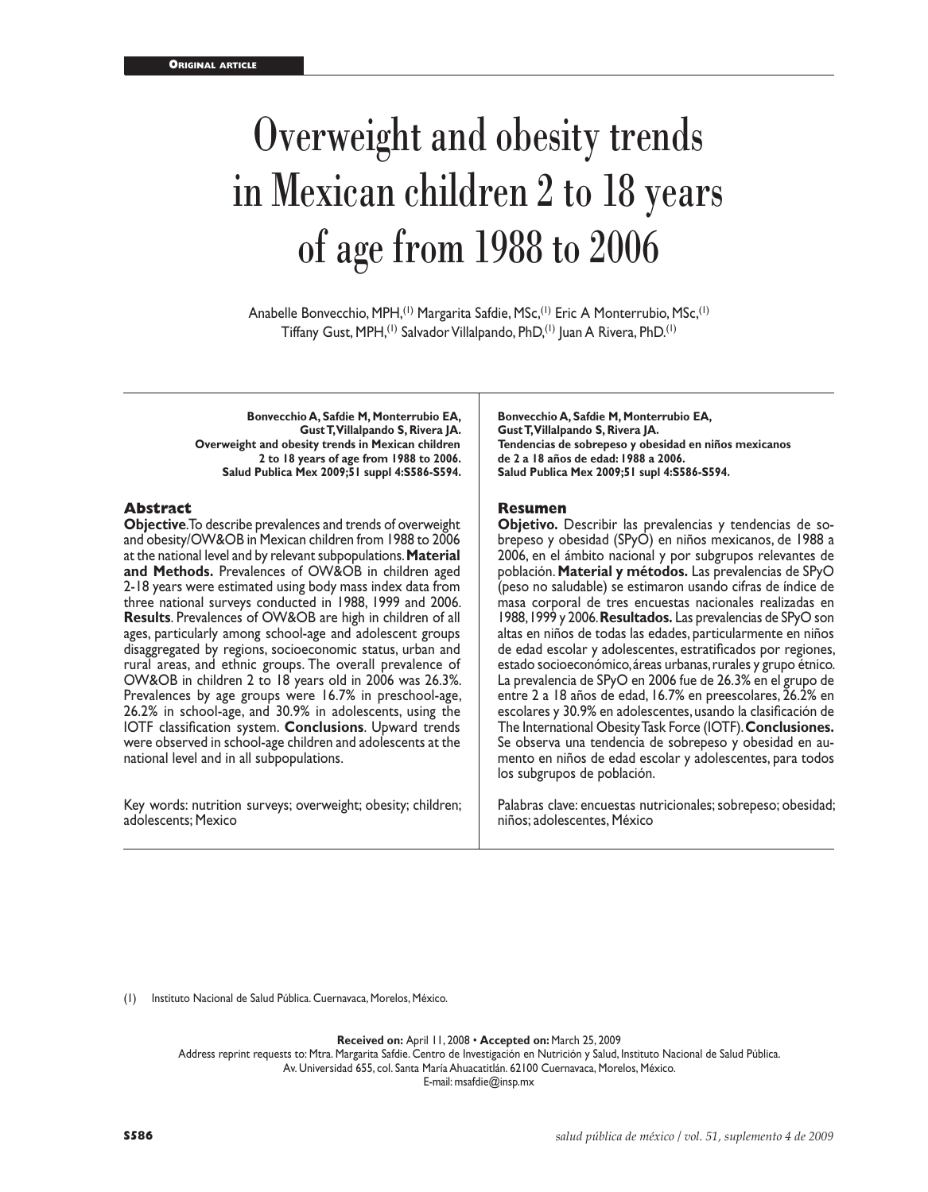Original article

# Overweight and obesity trends in Mexican children 2 to 18 years of age from 1988 to 2006

Anabelle Bonvecchio, MPH,[1] Margarita Safdie, MSc,[1] Eric A Monterrubio, MSc,[1] Tiffany Gust, MPH,[1] Salvador Villalpando, PhD,[1] Juan A Rivera, PhD.[1]

**Bonvecchio A, Safdie M, Monterrubio EA, Gust T, Villalpando S, Rivera JA. Overweight and obesity trends in Mexican children 2 to 18 years of age from 1988 to 2006. Salud Publica Mex 2009;51 suppl 4:S586-S594.**

## Abstract

**Objective**. To describe prevalences and trends of overweight and obesity/OW&OB in Mexican children from 1988 to 2006 at the national level and by relevant subpopulations. **Material and Methods.** Prevalences of OW&OB in children aged 2-18 years were estimated using body mass index data from three national surveys conducted in 1988, 1999 and 2006. **Results**. Prevalences of OW&OB are high in children of all ages, particularly among school-age and adolescent groups disaggregated by regions, socioeconomic status, urban and rural areas, and ethnic groups. The overall prevalence of OW&OB in children 2 to 18 years old in 2006 was 26.3%. Prevalences by age groups were 16.7% in preschool-age, 26.2% in school-age, and 30.9% in adolescents, using the IOTF classification system. **Conclusions**. Upward trends were observed in school-age children and adolescents at the national level and in all subpopulations.

Key words: nutrition surveys; overweight; obesity; children; adolescents; Mexico

**Bonvecchio A, Safdie M, Monterrubio EA, Gust T, Villalpando S, Rivera JA. Tendencias de sobrepeso y obesidad en niños mexicanos de 2 a 18 años de edad: 1988 a 2006. Salud Publica Mex 2009;51 supl 4:S586-S594.**

## Resumen

**Objetivo.** Describir las prevalencias y tendencias de sobrepeso y obesidad (SPyO) en niños mexicanos, de 1988 a 2006, en el ámbito nacional y por subgrupos relevantes de población. **Material y métodos.** Las prevalencias de SPyO (peso no saludable) se estimaron usando cifras de índice de masa corporal de tres encuestas nacionales realizadas en 1988, 1999 y 2006. **Resultados.** Las prevalencias de SPyO son altas en niños de todas las edades, particularmente en niños de edad escolar y adolescentes, estratificados por regiones, estado socioeconómico, áreas urbanas, rurales y grupo étnico. La prevalencia de SPyO en 2006 fue de 26.3% en el grupo de entre 2 a 18 años de edad, 16.7% en preescolares, 26.2% en escolares y 30.9% en adolescentes, usando la clasificación de The International Obesity Task Force (IOTF). **Conclusiones.** Se observa una tendencia de sobrepeso y obesidad en aumento en niños de edad escolar y adolescentes, para todos los subgrupos de población.

Palabras clave: encuestas nutricionales; sobrepeso; obesidad; niños; adolescentes, México

(1) Instituto Nacional de Salud Pública. Cuernavaca, Morelos, México.

**Received on:** April 11, 2008 • **Accepted on:** March 25, 2009

Address reprint requests to: Mtra. Margarita Safdie. Centro de Investigación en Nutrición y Salud, Instituto Nacional de Salud Pública. Av. Universidad 655, col. Santa María Ahuacatitlán. 62100 Cuernavaca, Morelos, México.
E-mail: msafdie@insp.mx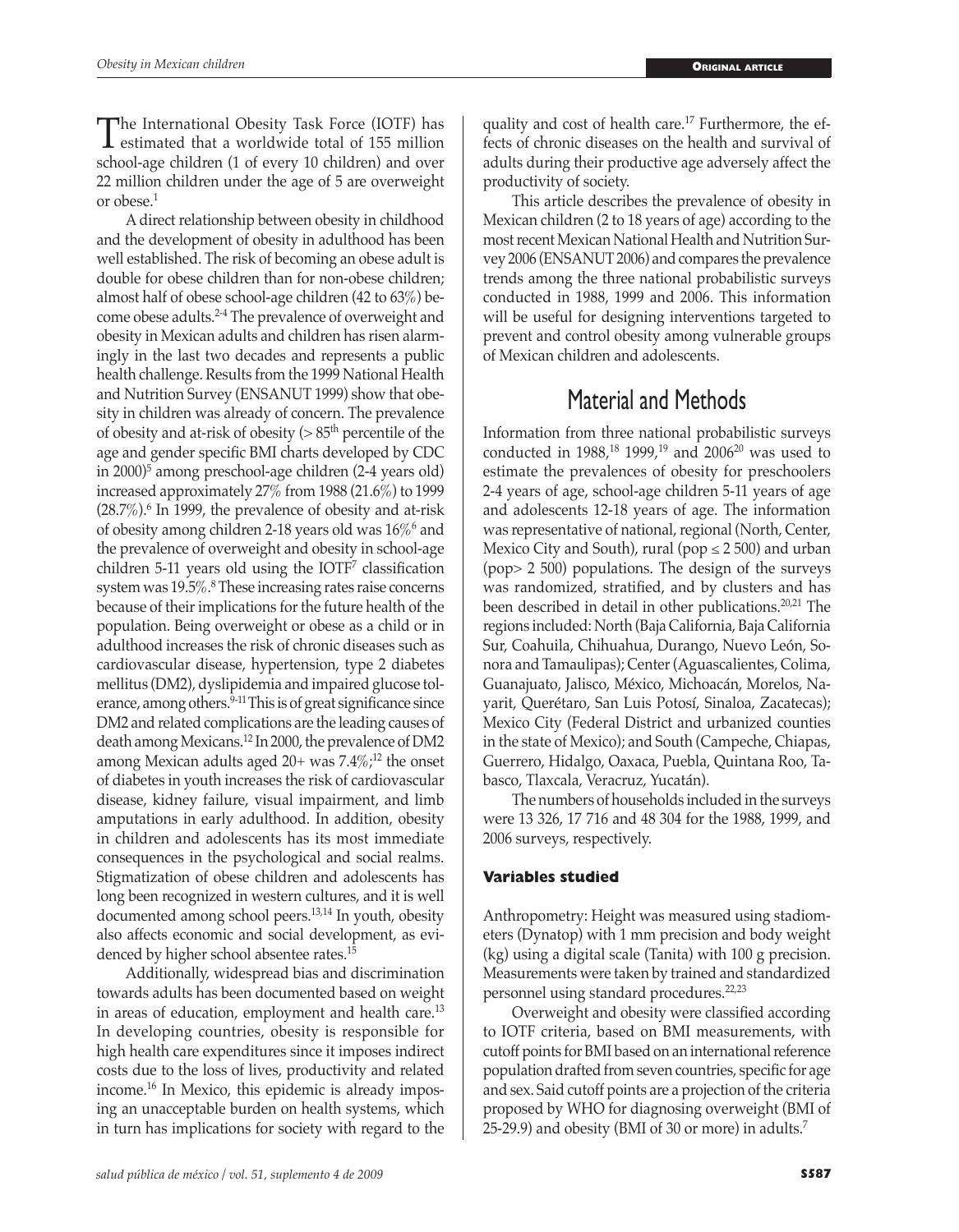The International Obesity Task Force (IOTF) has estimated that a worldwide total of 155 million school-age children (1 of every 10 children) and over 22 million children under the age of 5 are overweight or obese.[1]

A direct relationship between obesity in childhood and the development of obesity in adulthood has been well established. The risk of becoming an obese adult is double for obese children than for non-obese children; almost half of obese school-age children (42 to 63%) become obese adults.[2-4] The prevalence of overweight and obesity in Mexican adults and children has risen alarmingly in the last two decades and represents a public health challenge. Results from the 1999 National Health and Nutrition Survey (ENSANUT 1999) show that obesity in children was already of concern. The prevalence of obesity and at-risk of obesity (> 85th percentile of the age and gender specific BMI charts developed by CDC in 2000)[5] among preschool-age children (2-4 years old) increased approximately 27% from 1988 (21.6%) to 1999 (28.7%).[6] In 1999, the prevalence of obesity and at-risk of obesity among children 2-18 years old was 16%[6] and the prevalence of overweight and obesity in school-age children 5-11 years old using the IOTF[7] classification system was 19.5%.[8] These increasing rates raise concerns because of their implications for the future health of the population. Being overweight or obese as a child or in adulthood increases the risk of chronic diseases such as cardiovascular disease, hypertension, type 2 diabetes mellitus (DM2), dyslipidemia and impaired glucose tolerance, among others.[9-11] This is of great significance since DM2 and related complications are the leading causes of death among Mexicans.[12] In 2000, the prevalence of DM2 among Mexican adults aged 20+ was 7.4%;[12] the onset of diabetes in youth increases the risk of cardiovascular disease, kidney failure, visual impairment, and limb amputations in early adulthood. In addition, obesity in children and adolescents has its most immediate consequences in the psychological and social realms. Stigmatization of obese children and adolescents has long been recognized in western cultures, and it is well documented among school peers.[13,14] In youth, obesity also affects economic and social development, as evidenced by higher school absentee rates.[15]

Additionally, widespread bias and discrimination towards adults has been documented based on weight in areas of education, employment and health care.[13] In developing countries, obesity is responsible for high health care expenditures since it imposes indirect costs due to the loss of lives, productivity and related income.[16] In Mexico, this epidemic is already imposing an unacceptable burden on health systems, which in turn has implications for society with regard to the quality and cost of health care.[17] Furthermore, the effects of chronic diseases on the health and survival of adults during their productive age adversely affect the productivity of society.

This article describes the prevalence of obesity in Mexican children (2 to 18 years of age) according to the most recent Mexican National Health and Nutrition Survey 2006 (ENSANUT 2006) and compares the prevalence trends among the three national probabilistic surveys conducted in 1988, 1999 and 2006. This information will be useful for designing interventions targeted to prevent and control obesity among vulnerable groups of Mexican children and adolescents.

# Material and Methods

Information from three national probabilistic surveys conducted in 1988,[18] 1999,[19] and 2006[20] was used to estimate the prevalences of obesity for preschoolers 2-4 years of age, school-age children 5-11 years of age and adolescents 12-18 years of age. The information was representative of national, regional (North, Center, Mexico City and South), rural (pop ≤ 2 500) and urban (pop> 2 500) populations. The design of the surveys was randomized, stratified, and by clusters and has been described in detail in other publications.[20,21] The regions included: North (Baja California, Baja California Sur, Coahuila, Chihuahua, Durango, Nuevo León, Sonora and Tamaulipas); Center (Aguascalientes, Colima, Guanajuato, Jalisco, México, Michoacán, Morelos, Nayarit, Querétaro, San Luis Potosí, Sinaloa, Zacatecas); Mexico City (Federal District and urbanized counties in the state of Mexico); and South (Campeche, Chiapas, Guerrero, Hidalgo, Oaxaca, Puebla, Quintana Roo, Tabasco, Tlaxcala, Veracruz, Yucatán).

The numbers of households included in the surveys were 13 326, 17 716 and 48 304 for the 1988, 1999, and 2006 surveys, respectively.

### Variables studied

Anthropometry: Height was measured using stadiometers (Dynatop) with 1 mm precision and body weight (kg) using a digital scale (Tanita) with 100 g precision. Measurements were taken by trained and standardized personnel using standard procedures.[22,23]

Overweight and obesity were classified according to IOTF criteria, based on BMI measurements, with cutoff points for BMI based on an international reference population drafted from seven countries, specific for age and sex. Said cutoff points are a projection of the criteria proposed by WHO for diagnosing overweight (BMI of 25-29.9) and obesity (BMI of 30 or more) in adults.[7]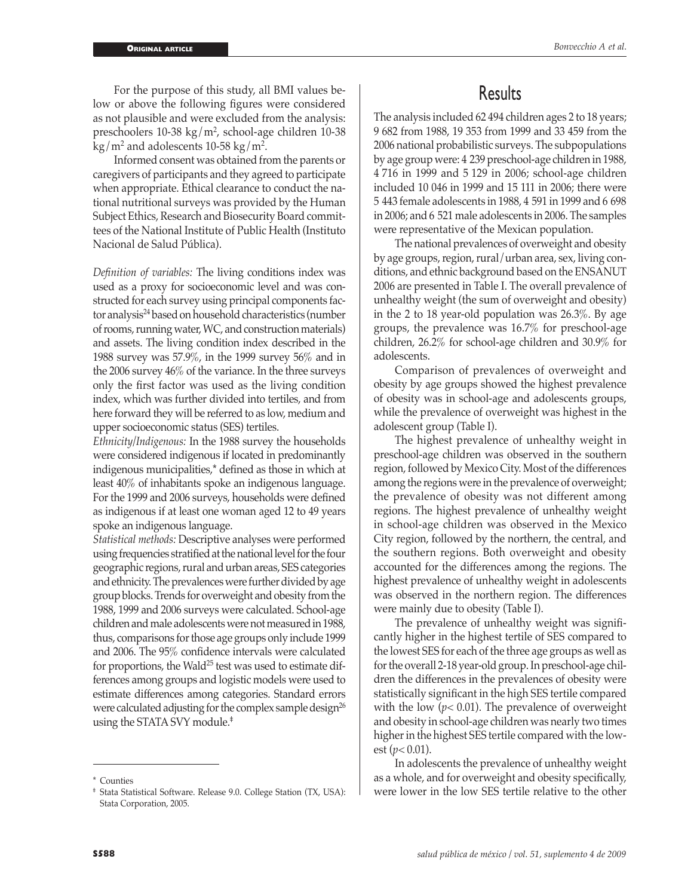For the purpose of this study, all BMI values below or above the following figures were considered as not plausible and were excluded from the analysis: preschoolers 10-38 $kg/m^2$, school-age children 10-38 $kg/m^2$ and adolescents 10-58 $kg/m^2$.

Informed consent was obtained from the parents or caregivers of participants and they agreed to participate when appropriate. Ethical clearance to conduct the national nutritional surveys was provided by the Human Subject Ethics, Research and Biosecurity Board committees of the National Institute of Public Health (Instituto Nacional de Salud Pública).

*Definition of variables:* The living conditions index was used as a proxy for socioeconomic level and was constructed for each survey using principal components factor analysis[24] based on household characteristics (number of rooms, running water, WC, and construction materials) and assets. The living condition index described in the 1988 survey was 57.9%, in the 1999 survey 56% and in the 2006 survey 46% of the variance. In the three surveys only the first factor was used as the living condition index, which was further divided into tertiles, and from here forward they will be referred to as low, medium and upper socioeconomic status (SES) tertiles.

*Ethnicity/Indigenous:* In the 1988 survey the households were considered indigenous if located in predominantly indigenous municipalities,* defined as those in which at least 40% of inhabitants spoke an indigenous language. For the 1999 and 2006 surveys, households were defined as indigenous if at least one woman aged 12 to 49 years spoke an indigenous language.

*Statistical methods:* Descriptive analyses were performed using frequencies stratified at the national level for the four geographic regions, rural and urban areas, SES categories and ethnicity. The prevalences were further divided by age group blocks. Trends for overweight and obesity from the 1988, 1999 and 2006 surveys were calculated. School-age children and male adolescents were not measured in 1988, thus, comparisons for those age groups only include 1999 and 2006. The 95% confidence intervals were calculated for proportions, the Wald[25] test was used to estimate differences among groups and logistic models were used to estimate differences among categories. Standard errors were calculated adjusting for the complex sample design[26] using the STATA SVY module.‡

\* Counties

‡ Stata Statistical Software. Release 9.0. College Station (TX, USA): Stata Corporation, 2005.

# Results

The analysis included 62 494 children ages 2 to 18 years; 9 682 from 1988, 19 353 from 1999 and 33 459 from the 2006 national probabilistic surveys. The subpopulations by age group were: 4 239 preschool-age children in 1988, 4 716 in 1999 and 5 129 in 2006; school-age children included 10 046 in 1999 and 15 111 in 2006; there were 5 443 female adolescents in 1988, 4 591 in 1999 and 6 698 in 2006; and 6 521 male adolescents in 2006. The samples were representative of the Mexican population.

The national prevalences of overweight and obesity by age groups, region, rural/urban area, sex, living conditions, and ethnic background based on the ENSANUT 2006 are presented in Table I. The overall prevalence of unhealthy weight (the sum of overweight and obesity) in the 2 to 18 year-old population was 26.3%. By age groups, the prevalence was 16.7% for preschool-age children, 26.2% for school-age children and 30.9% for adolescents.

Comparison of prevalences of overweight and obesity by age groups showed the highest prevalence of obesity was in school-age and adolescents groups, while the prevalence of overweight was highest in the adolescent group (Table I).

The highest prevalence of unhealthy weight in preschool-age children was observed in the southern region, followed by Mexico City. Most of the differences among the regions were in the prevalence of overweight; the prevalence of obesity was not different among regions. The highest prevalence of unhealthy weight in school-age children was observed in the Mexico City region, followed by the northern, the central, and the southern regions. Both overweight and obesity accounted for the differences among the regions. The highest prevalence of unhealthy weight in adolescents was observed in the northern region. The differences were mainly due to obesity (Table I).

The prevalence of unhealthy weight was significantly higher in the highest tertile of SES compared to the lowest SES for each of the three age groups as well as for the overall 2-18 year-old group. In preschool-age children the differences in the prevalences of obesity were statistically significant in the high SES tertile compared with the low ($p < 0.01$). The prevalence of overweight and obesity in school-age children was nearly two times higher in the highest SES tertile compared with the lowest ($p < 0.01$).

In adolescents the prevalence of unhealthy weight as a whole, and for overweight and obesity specifically, were lower in the low SES tertile relative to the other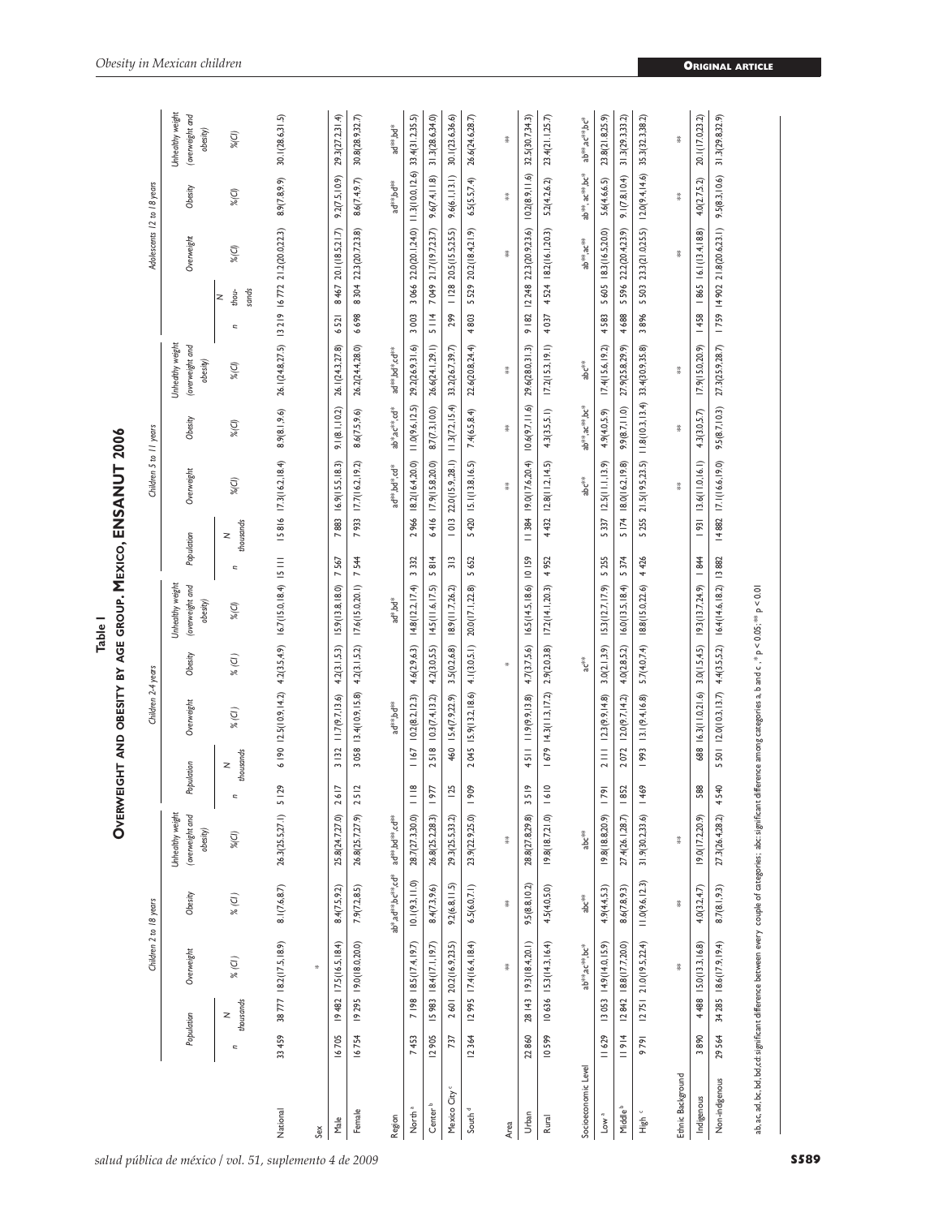**Table I**

**Overweight and obesity by age group. Mexico, ENSANUT 2006**

| | Children 2 to 18 years | | | | | Children 2-4 years | | | | | Children 5 to 11 years | | | | | Adolescents 12 to 18 years | | | | |
|---|---|---|---|---|---|---|---|---|---|---|---|---|---|---|---|---|---|---|---|---|
| | Population | | Overweight | Obesity | Unhealthy weight (overweight and obesity) | Population | | Overweight | Obesity | Unhealthy weight (overweight and obesity) | Population | | Overweight | Obesity | Unhealthy weight (overweight and obesity) | | | Overweight | Obesity | Unhealthy weight (overweight and obesity) |
| | n | N thousands | % (CI) | % (CI) | %(CI) | n | N thousands | % (CI) | % (CI) | %(CI) | n | N thousands | %(CI) | %(CI) | %(CI) | n | N thou-sands | %(CI) | %(CI) | %(CI) |
| National | 33 459 | 38 777 | 18.2(17.5,18.9) | 8.1(7.6,8.7) | 26.3(25.5,27.1) | 5 129 | 6 190 | 12.5(10.9,14.2) | 4.2(3.5,4.9) | 16.7(15.0,18.4) | 15 111 | 15 816 | 17.3(16.2,18.4) | 8.9(8.1,9.6) | 26.1(24.8,27.5) | 13 219 | 16 772 | 21.2(20.0,22.3) | 8.9(7.8,9.9) | 30.1(28.6,31.5) |
| Sex | | | * | | | | | | | | | | | | | | | | | |
| Male | 16 705 | 19 482 | 17.5(16.5,18.4) | 8.4(7.5,9.2) | 25.8(24.7,27.0) | 2 617 | 3 132 | 11.7(9.7,13.6) | 4.2(3.1,5.3) | 15.9(13.8,18.0) | 7 567 | 7 883 | 16.9(15.5,18.3) | 9.1(8.1,10.2) | 26.1(24.3,27.8) | 6 521 | 8 467 | 20.1(18.5,21.7) | 9.2(7.5,10.9) | 29.3(27.2,31.4) |
| Female | 16 754 | 19 295 | 19.0(18.0,20.0) | 7.9(7.2,8.5) | 26.8(25.7,27.9) | 2 512 | 3 058 | 13.4(10.9,15.8) | 4.2(3.1,5.2) | 17.6(15.0,20.1) | 7 544 | 7 933 | 17.7(16.2,19.2) | 8.6(7.5,9.6) | 26.2(24.4,28.0) | 6 698 | 8 304 | 22.3(20.7,23.8) | 8.6(7.4,9.7) | 30.8(28.9,32.7) |
| Region | | | | ab*ad**bc**cd* | ad**bd**cd** | | | ad**bd** | | ad*bd* | | | ad**bd*cd* | ab*ac**cd* | ad**bd*cd** | | | | ad**bd** | ad**bd* |
| North [a] | 7 453 | 7 198 | 18.5(17.4,19.7) | 10.1(9.3,11.0) | 28.7(27.3,30.0) | 1 118 | 1 167 | 10.2(8.2,12.3) | 4.6(2.9,6.3) | 14.8(12.2,17.4) | 3 332 | 2 966 | 18.2(16.4,20.0) | 11.0(9.6,12.5) | 29.2(26.9,31.6) | 3 003 | 3 066 | 22.0(20.1,24.0) | 11.3(10.0,12.6) | 33.4(31.2,35.5) |
| Center [b] | 12 905 | 15 983 | 18.4(17.1,19.7) | 8.4(7.3,9.6) | 26.8(25.2,28.3) | 1 977 | 2 518 | 10.3(7.4,13.2) | 4.2(3.0,5.5) | 14.5(11.6,17.5) | 5 814 | 6 416 | 17.9(15.8,20.0) | 8.7(7.3,10.0) | 26.6(24.1,29.1) | 5 114 | 7 049 | 21.7(19.7,23.7) | 9.6(7.4,11.8) | 31.3(28.6,34.0) |
| Mexico City [c] | 737 | 2 601 | 20.2(16.9,23.5) | 9.2(6.8,11.5) | 29.3(25.5,33.2) | 125 | 460 | 15.4(7.9,22.9) | 3.5(0.2,6.8) | 18.9(11.7,26.2) | 313 | 1 013 | 22.0(15.9,28.1) | 11.3(7.2,15.4) | 33.2(26.7,39.7) | 299 | 1 128 | 20.5(15.5,25.5) | 9.6(6.1,13.1) | 30.1(23.6,36.6) |
| South [d] | 12 364 | 12 995 | 17.4(16.4,18.4) | 6.5(6.0,7.1) | 23.9(22.9,25.0) | 1 909 | 2 045 | 15.9(13.2,18.6) | 4.1(3.0,5.1) | 20.0(17.1,22.8) | 5 652 | 5 420 | 15.1(13.8,16.5) | 7.4(6.5,8.4) | 22.6(20.8,24.4) | 4 803 | 5 529 | 20.2(18.4,21.9) | 6.5(5.5,7.4) | 26.6(24.6,28.7) |
| Area | | | ** | ** | ** | | | | * | | | | ** | ** | ** | | | ** | ** | ** |
| Urban | 22 860 | 28 143 | 19.3(18.4,20.1) | 9.5(8.8,10.2) | 28.8(27.8,29.8) | 3 519 | 4 511 | 11.9(9.9,13.8) | 4.7(3.7,5.6) | 16.5(14.5,18.6) | 10 159 | 11 384 | 19.0(17.6,20.4) | 10.6(9.7,11.6) | 29.6(28.0,31.3) | 9 182 | 12 248 | 22.3(20.9,23.6) | 10.2(8.9,11.6) | 32.5(30.7,34.3) |
| Rural | 10 599 | 10 636 | 15.3(14.3,16.4) | 4.5(4.0,5.0) | 19.8(18.7,21.0) | 1 610 | 1 679 | 14.3(11.3,17.2) | 2.9(2.0,3.8) | 17.2(14.1,20.3) | 4 952 | 4 432 | 12.8(11.2,14.5) | 4.3(3.5,5.1) | 17.2(15.3,19.1) | 4 037 | 4 524 | 18.2(16.1,20.3) | 5.2(4.2,6.2) | 23.4(21.1,25.7) |
| Socioeconomic Level | | | ab**ac**bc* | abc** | abc** | | | | ac** | | | | abc** | ab**ac**bc* | abc** | | | ab**ac** | ab**ac**bc* | ab**ac**bc* |
| Low [a] | 11 629 | 13 053 | 14.9(14.0,15.9) | 4.9(4.4,5.3) | 19.8(18.8,20.9) | 1 791 | 2 111 | 12.3(9.9,14.8) | 3.0(2.1,3.9) | 15.3(12.7,17.9) | 5 255 | 5 337 | 12.5(11.1,13.9) | 4.9(4.0,5.9) | 17.4(15.6,19.2) | 4 583 | 5 605 | 18.3(16.5,20.0) | 5.6(4.6,6.5) | 23.8(21.8,25.9) |
| Middle [b] | 11 914 | 12 842 | 18.8(17.7,20.0) | 8.6(7.8,9.3) | 27.4(26.1,28.7) | 1 852 | 2 072 | 12.0(9.7,14.2) | 4.0(2.8,5.2) | 16.0(13.5,18.4) | 5 374 | 5 174 | 18.0(16.2,19.8) | 9.9(8.7,11.0) | 27.9(25.8,29.9) | 4 688 | 5 596 | 22.2(20.4,23.9) | 9.1(7.8,10.4) | 31.3(29.3,33.2) |
| High [c] | 9 791 | 12 751 | 21.0(19.5,22.4) | 11.0(9.6,12.3) | 31.9(30.2,33.6) | 1 469 | 1 993 | 13.1(9.4,16.8) | 5.7(4.0,7.4) | 18.8(15.0,22.6) | 4 426 | 5 255 | 21.5(19.5,23.5) | 11.8(10.3,13.4) | 33.4(30.9,35.8) | 3 896 | 5 503 | 23.3(21.0,25.5) | 12.0(9.4,14.6) | 35.3(32.3,38.2) |
| Ethnic Background | | | ** | ** | ** | | | | | | | | ** | ** | ** | | | ** | ** | ** |
| Indigenous | 3 890 | 4 488 | 15.0(13.3,16.8) | 4.0(3.2,4.7) | 19.0(17.2,20.9) | 588 | 688 | 16.3(11.0,21.6) | 3.0(1.5,4.5) | 19.3(13.7,24.9) | 1 844 | 1 931 | 13.6(11.0,16.1) | 4.3(3.0,5.7) | 17.9(15.0,20.9) | 1 458 | 1 865 | 16.1(13.4,18.8) | 4.0(2.7,5.2) | 20.1(17.0,23.2) |
| Non-indigenous | 29 564 | 34 285 | 18.6(17.9,19.4) | 8.7(8.1,9.3) | 27.3(26.4,28.2) | 4 540 | 5 501 | 12.0(10.3,13.7) | 4.4(3.5,5.2) | 16.4(14.6,18.2) | 13 882 | 14 882 | 17.1(16.6,19.0) | 9.5(8.7,10.3) | 27.3(25.9,28.7) | 1 759 | 14 902 | 21.8(20.6,23.1) | 9.5(8.3,10.6) | 31.3(29.8,32.9) |

ab, ac, ad, bc, bd, cd: significant difference between every couple of categories; abc: significant difference among categories a, b and c. * p < 0.05; ** p < 0.01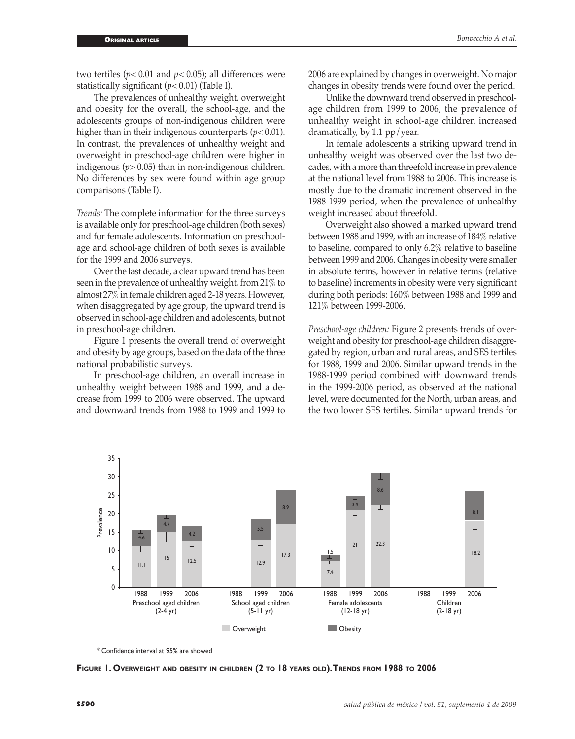two tertiles ($p < 0.01$ and $p < 0.05$); all differences were statistically significant ($p < 0.01$) (Table I).

The prevalences of unhealthy weight, overweight and obesity for the overall, the school-age, and the adolescents groups of non-indigenous children were higher than in their indigenous counterparts ($p < 0.01$). In contrast, the prevalences of unhealthy weight and overweight in preschool-age children were higher in indigenous ($p > 0.05$) than in non-indigenous children. No differences by sex were found within age group comparisons (Table I).

*Trends:* The complete information for the three surveys is available only for preschool-age children (both sexes) and for female adolescents. Information on preschool-age and school-age children of both sexes is available for the 1999 and 2006 surveys.

Over the last decade, a clear upward trend has been seen in the prevalence of unhealthy weight, from 21% to almost 27% in female children aged 2-18 years. However, when disaggregated by age group, the upward trend is observed in school-age children and adolescents, but not in preschool-age children.

Figure 1 presents the overall trend of overweight and obesity by age groups, based on the data of the three national probabilistic surveys.

In preschool-age children, an overall increase in unhealthy weight between 1988 and 1999, and a decrease from 1999 to 2006 were observed. The upward and downward trends from 1988 to 1999 and 1999 to 2006 are explained by changes in overweight. No major changes in obesity trends were found over the period.

Unlike the downward trend observed in preschool-age children from 1999 to 2006, the prevalence of unhealthy weight in school-age children increased dramatically, by 1.1 pp/year.

In female adolescents a striking upward trend in unhealthy weight was observed over the last two decades, with a more than threefold increase in prevalence at the national level from 1988 to 2006. This increase is mostly due to the dramatic increment observed in the 1988-1999 period, when the prevalence of unhealthy weight increased about threefold.

Overweight also showed a marked upward trend between 1988 and 1999, with an increase of 184% relative to baseline, compared to only 6.2% relative to baseline between 1999 and 2006. Changes in obesity were smaller in absolute terms, however in relative terms (relative to baseline) increments in obesity were very significant during both periods: 160% between 1988 and 1999 and 121% between 1999-2006.

*Preschool-age children:* Figure 2 presents trends of overweight and obesity for preschool-age children disaggregated by region, urban and rural areas, and SES tertiles for 1988, 1999 and 2006. Similar upward trends in the 1988-1999 period combined with downward trends in the 1999-2006 period, as observed at the national level, were documented for the North, urban areas, and the two lower SES tertiles. Similar upward trends for

| Group | Year | Overweight | Obesity |
|---|---|---|---|
| Preschool aged children (2-4 yr) | 1988 | 11.1 | 4.6 |
| | 1999 | 15 | 4.7 |
| | 2006 | 12.5 | 4.2 |
| School aged children (5-11 yr) | 1988 | | |
| | 1999 | 12.9 | 5.5 |
| | 2006 | 17.3 | 8.9 |
| Female adolescents (12-18 yr) | 1988 | 7.4 | 1.5 |
| | 1999 | 21 | 3.9 |
| | 2006 | 22.3 | 8.6 |
| Children (2-18 yr) | 1988 | | |
| | 1999 | | |
| | 2006 | 18.2 | 8.1 |

\* Confidence interval at 95% are showed

**Figure 1. Overweight and obesity in children (2 to 18 years old). Trends from 1988 to 2006**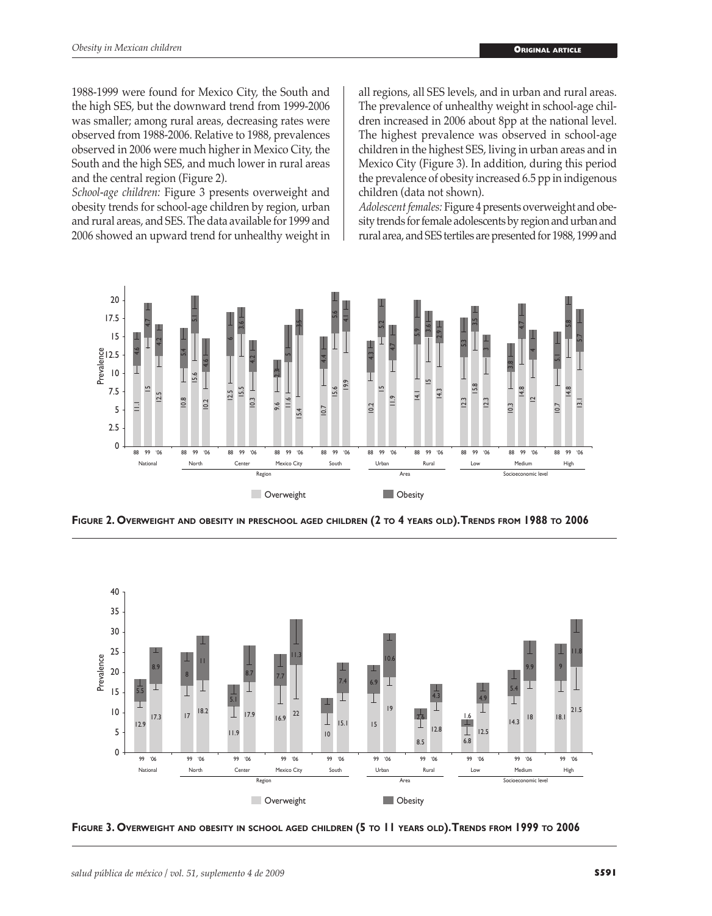1988-1999 were found for Mexico City, the South and the high SES, but the downward trend from 1999-2006 was smaller; among rural areas, decreasing rates were observed from 1988-2006. Relative to 1988, prevalences observed in 2006 were much higher in Mexico City, the South and the high SES, and much lower in rural areas and the central region (Figure 2).

*School-age children:* Figure 3 presents overweight and obesity trends for school-age children by region, urban and rural areas, and SES. The data available for 1999 and 2006 showed an upward trend for unhealthy weight in all regions, all SES levels, and in urban and rural areas. The prevalence of unhealthy weight in school-age children increased in 2006 about 8pp at the national level. The highest prevalence was observed in school-age children in the highest SES, living in urban areas and in Mexico City (Figure 3). In addition, during this period the prevalence of obesity increased 6.5 pp in indigenous children (data not shown).

*Adolescent females:* Figure 4 presents overweight and obesity trends for female adolescents by region and urban and rural area, and SES tertiles are presented for 1988, 1999 and

**Figure 2. Overweight and obesity in preschool aged children (2 to 4 years old). Trends from 1988 to 2006**

**Figure 3. Overweight and obesity in school aged children (5 to 11 years old). Trends from 1999 to 2006**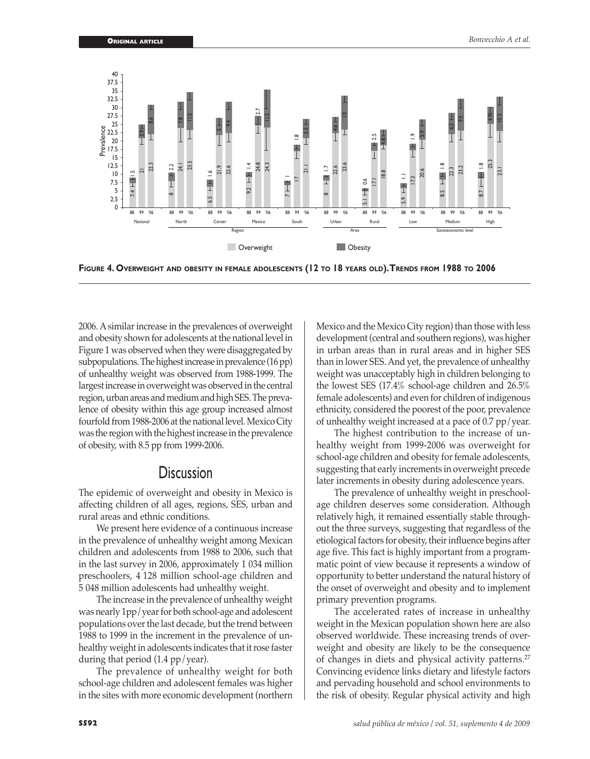**Figure 4. Overweight and obesity in female adolescents (12 to 18 years old). Trends from 1988 to 2006**

2006. A similar increase in the prevalences of overweight and obesity shown for adolescents at the national level in Figure 1 was observed when they were disaggregated by subpopulations. The highest increase in prevalence (16 pp) of unhealthy weight was observed from 1988-1999. The largest increase in overweight was observed in the central region, urban areas and medium and high SES. The prevalence of obesity within this age group increased almost fourfold from 1988-2006 at the national level. Mexico City was the region with the highest increase in the prevalence of obesity, with 8.5 pp from 1999-2006.

## Discussion

The epidemic of overweight and obesity in Mexico is affecting children of all ages, regions, SES, urban and rural areas and ethnic conditions.

We present here evidence of a continuous increase in the prevalence of unhealthy weight among Mexican children and adolescents from 1988 to 2006, such that in the last survey in 2006, approximately 1 034 million preschoolers, 4 128 million school-age children and 5 048 million adolescents had unhealthy weight.

The increase in the prevalence of unhealthy weight was nearly 1pp/year for both school-age and adolescent populations over the last decade, but the trend between 1988 to 1999 in the increment in the prevalence of unhealthy weight in adolescents indicates that it rose faster during that period (1.4 pp/year).

The prevalence of unhealthy weight for both school-age children and adolescent females was higher in the sites with more economic development (northern Mexico and the Mexico City region) than those with less development (central and southern regions), was higher in urban areas than in rural areas and in higher SES than in lower SES. And yet, the prevalence of unhealthy weight was unacceptably high in children belonging to the lowest SES (17.4% school-age children and 26.5% female adolescents) and even for children of indigenous ethnicity, considered the poorest of the poor, prevalence of unhealthy weight increased at a pace of 0.7 pp/year.

The highest contribution to the increase of unhealthy weight from 1999-2006 was overweight for school-age children and obesity for female adolescents, suggesting that early increments in overweight precede later increments in obesity during adolescence years.

The prevalence of unhealthy weight in preschool-age children deserves some consideration. Although relatively high, it remained essentially stable throughout the three surveys, suggesting that regardless of the etiological factors for obesity, their influence begins after age five. This fact is highly important from a programmatic point of view because it represents a window of opportunity to better understand the natural history of the onset of overweight and obesity and to implement primary prevention programs.

The accelerated rates of increase in unhealthy weight in the Mexican population shown here are also observed worldwide. These increasing trends of overweight and obesity are likely to be the consequence of changes in diets and physical activity patterns.[27] Convincing evidence links dietary and lifestyle factors and pervading household and school environments to the risk of obesity. Regular physical activity and high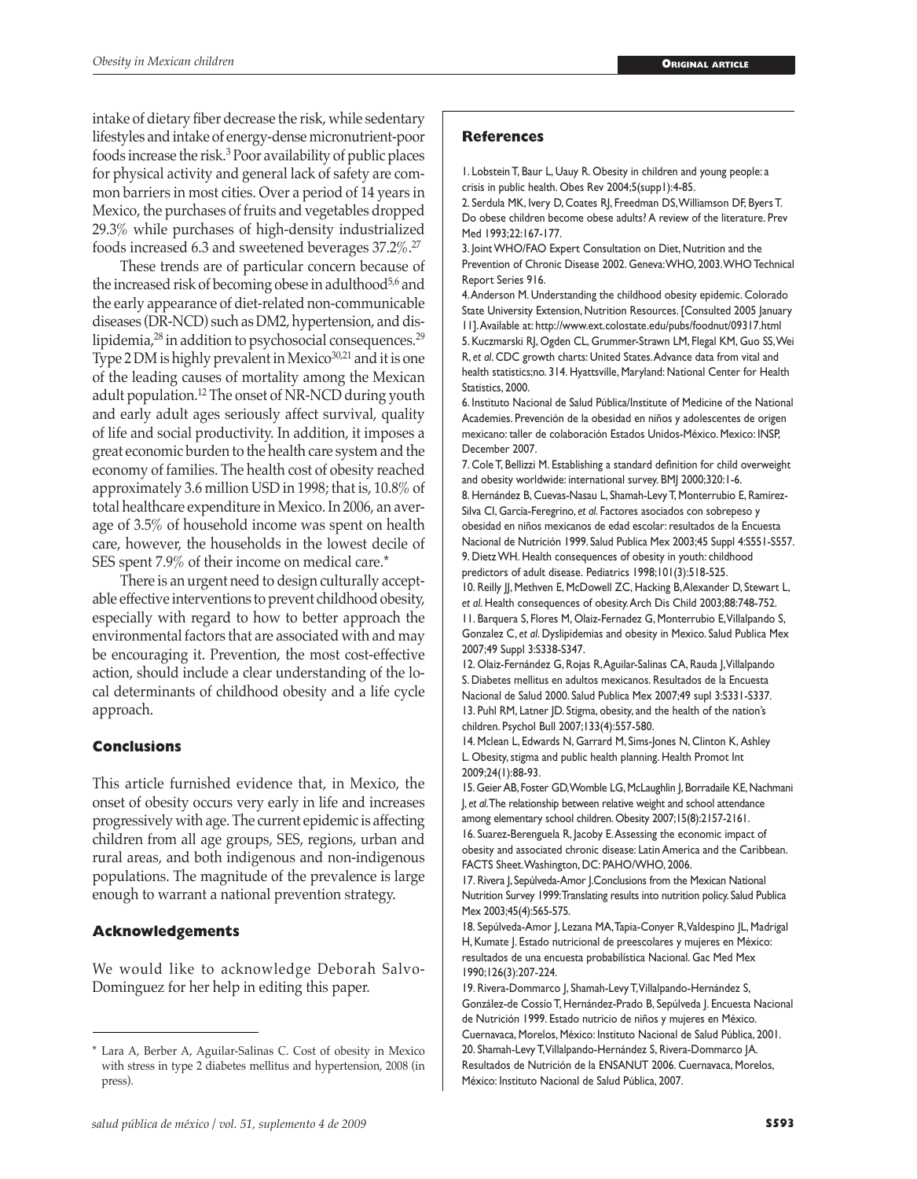intake of dietary fiber decrease the risk, while sedentary lifestyles and intake of energy-dense micronutrient-poor foods increase the risk.[3] Poor availability of public places for physical activity and general lack of safety are common barriers in most cities. Over a period of 14 years in Mexico, the purchases of fruits and vegetables dropped 29.3% while purchases of high-density industrialized foods increased 6.3 and sweetened beverages 37.2%.[27]

These trends are of particular concern because of the increased risk of becoming obese in adulthood[5,6] and the early appearance of diet-related non-communicable diseases (DR-NCD) such as DM2, hypertension, and dislipidemia,[28] in addition to psychosocial consequences.[29] Type 2 DM is highly prevalent in Mexico[30,21] and it is one of the leading causes of mortality among the Mexican adult population.[12] The onset of NR-NCD during youth and early adult ages seriously affect survival, quality of life and social productivity. In addition, it imposes a great economic burden to the health care system and the economy of families. The health cost of obesity reached approximately 3.6 million USD in 1998; that is, 10.8% of total healthcare expenditure in Mexico. In 2006, an average of 3.5% of household income was spent on health care, however, the households in the lowest decile of SES spent 7.9% of their income on medical care.*

There is an urgent need to design culturally acceptable effective interventions to prevent childhood obesity, especially with regard to how to better approach the environmental factors that are associated with and may be encouraging it. Prevention, the most cost-effective action, should include a clear understanding of the local determinants of childhood obesity and a life cycle approach.

## Conclusions

This article furnished evidence that, in Mexico, the onset of obesity occurs very early in life and increases progressively with age. The current epidemic is affecting children from all age groups, SES, regions, urban and rural areas, and both indigenous and non-indigenous populations. The magnitude of the prevalence is large enough to warrant a national prevention strategy.

## Acknowledgements

We would like to acknowledge Deborah Salvo-Dominguez for her help in editing this paper.

\* Lara A, Berber A, Aguilar-Salinas C. Cost of obesity in Mexico with stress in type 2 diabetes mellitus and hypertension, 2008 (in press).

## References

1. Lobstein T, Baur L, Uauy R. Obesity in children and young people: a crisis in public health. Obes Rev 2004;5(supp1):4-85.
2. Serdula MK, Ivery D, Coates RJ, Freedman DS, Williamson DF, Byers T. Do obese children become obese adults? A review of the literature. Prev Med 1993;22:167-177.
3. Joint WHO/FAO Expert Consultation on Diet, Nutrition and the Prevention of Chronic Disease 2002. Geneva: WHO, 2003. WHO Technical Report Series 916.
4. Anderson M. Understanding the childhood obesity epidemic. Colorado State University Extension, Nutrition Resources. [Consulted 2005 January 11]. Available at: http://www.ext.colostate.edu/pubs/foodnut/09317.html
5. Kuczmarski RJ, Ogden CL, Grummer-Strawn LM, Flegal KM, Guo SS, Wei R, *et al*. CDC growth charts: United States. Advance data from vital and health statistics;no. 314. Hyattsville, Maryland: National Center for Health Statistics, 2000.
6. Instituto Nacional de Salud Pública/Institute of Medicine of the National Academies. Prevención de la obesidad en niños y adolescentes de origen mexicano: taller de colaboración Estados Unidos-México. Mexico: INSP, December 2007.
7. Cole T, Bellizzi M. Establishing a standard definition for child overweight and obesity worldwide: international survey. BMJ 2000;320:1-6.
8. Hernández B, Cuevas-Nasau L, Shamah-Levy T, Monterrubio E, Ramírez-Silva CI, García-Feregrino, *et al*. Factores asociados con sobrepeso y obesidad en niños mexicanos de edad escolar: resultados de la Encuesta Nacional de Nutrición 1999. Salud Publica Mex 2003;45 Suppl 4:S551-S557.
9. Dietz WH. Health consequences of obesity in youth: childhood predictors of adult disease. Pediatrics 1998;101(3):518-525.
10. Reilly JJ, Methven E, McDowell ZC, Hacking B, Alexander D, Stewart L, *et al*. Health consequences of obesity. Arch Dis Child 2003;88:748-752.
11. Barquera S, Flores M, Olaiz-Fernadez G, Monterrubio E, Villalpando S, Gonzalez C, *et al*. Dyslipidemias and obesity in Mexico. Salud Publica Mex 2007;49 Suppl 3:S338-S347.
12. Olaiz-Fernández G, Rojas R, Aguilar-Salinas CA, Rauda J, Villalpando S. Diabetes mellitus en adultos mexicanos. Resultados de la Encuesta Nacional de Salud 2000. Salud Publica Mex 2007;49 supl 3:S331-S337.
13. Puhl RM, Latner JD. Stigma, obesity, and the health of the nation's children. Psychol Bull 2007;133(4):557-580.
14. Mclean L, Edwards N, Garrard M, Sims-Jones N, Clinton K, Ashley L. Obesity, stigma and public health planning. Health Promot Int 2009;24(1):88-93.
15. Geier AB, Foster GD, Womble LG, McLaughlin J, Borradaile KE, Nachmani J, *et al*. The relationship between relative weight and school attendance among elementary school children. Obesity 2007;15(8):2157-2161.
16. Suarez-Berenguela R, Jacoby E. Assessing the economic impact of obesity and associated chronic disease: Latin America and the Caribbean. FACTS Sheet. Washington, DC: PAHO/WHO, 2006.
17. Rivera J, Sepúlveda-Amor J. Conclusions from the Mexican National Nutrition Survey 1999: Translating results into nutrition policy. Salud Publica Mex 2003;45(4):565-575.
18. Sepúlveda-Amor J, Lezana MA, Tapia-Conyer R, Valdespino JL, Madrigal H, Kumate J. Estado nutricional de preescolares y mujeres en México: resultados de una encuesta probabilística Nacional. Gac Med Mex 1990;126(3):207-224.
19. Rivera-Dommarco J, Shamah-Levy T, Villalpando-Hernández S, González-de Cossío T, Hernández-Prado B, Sepúlveda J. Encuesta Nacional de Nutrición 1999. Estado nutricio de niños y mujeres en México. Cuernavaca, Morelos, México: Instituto Nacional de Salud Pública, 2001.
20. Shamah-Levy T, Villalpando-Hernández S, Rivera-Dommarco JA. Resultados de Nutrición de la ENSANUT 2006. Cuernavaca, Morelos, México: Instituto Nacional de Salud Pública, 2007.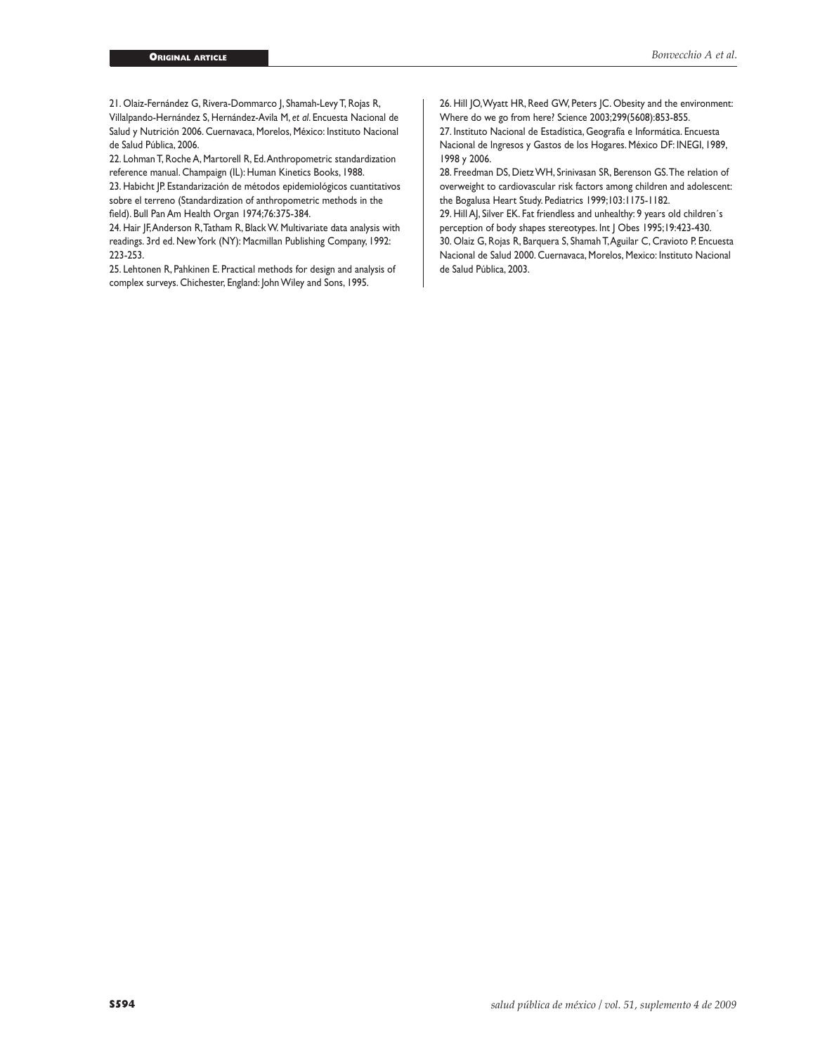21. Olaiz-Fernández G, Rivera-Dommarco J, Shamah-Levy T, Rojas R, Villalpando-Hernández S, Hernández-Avila M, *et al*. Encuesta Nacional de Salud y Nutrición 2006. Cuernavaca, Morelos, México: Instituto Nacional de Salud Pública, 2006.

22. Lohman T, Roche A, Martorell R, Ed. Anthropometric standardization reference manual. Champaign (IL): Human Kinetics Books, 1988.

23. Habicht JP. Estandarización de métodos epidemiológicos cuantitativos sobre el terreno (Standardization of anthropometric methods in the field). Bull Pan Am Health Organ 1974;76:375-384.

24. Hair JF, Anderson R, Tatham R, Black W. Multivariate data analysis with readings. 3rd ed. New York (NY): Macmillan Publishing Company, 1992: 223-253.

25. Lehtonen R, Pahkinen E. Practical methods for design and analysis of complex surveys. Chichester, England: John Wiley and Sons, 1995.

26. Hill JO, Wyatt HR, Reed GW, Peters JC. Obesity and the environment: Where do we go from here? Science 2003;299(5608):853-855.

27. Instituto Nacional de Estadística, Geografía e Informática. Encuesta Nacional de Ingresos y Gastos de los Hogares. México DF: INEGI, 1989, 1998 y 2006.

28. Freedman DS, Dietz WH, Srinivasan SR, Berenson GS. The relation of overweight to cardiovascular risk factors among children and adolescent: the Bogalusa Heart Study. Pediatrics 1999;103:1175-1182.

29. Hill AJ, Silver EK. Fat friendless and unhealthy: 9 years old children´s perception of body shapes stereotypes. Int J Obes 1995;19:423-430.

30. Olaiz G, Rojas R, Barquera S, Shamah T, Aguilar C, Cravioto P. Encuesta Nacional de Salud 2000. Cuernavaca, Morelos, Mexico: Instituto Nacional de Salud Pública, 2003.